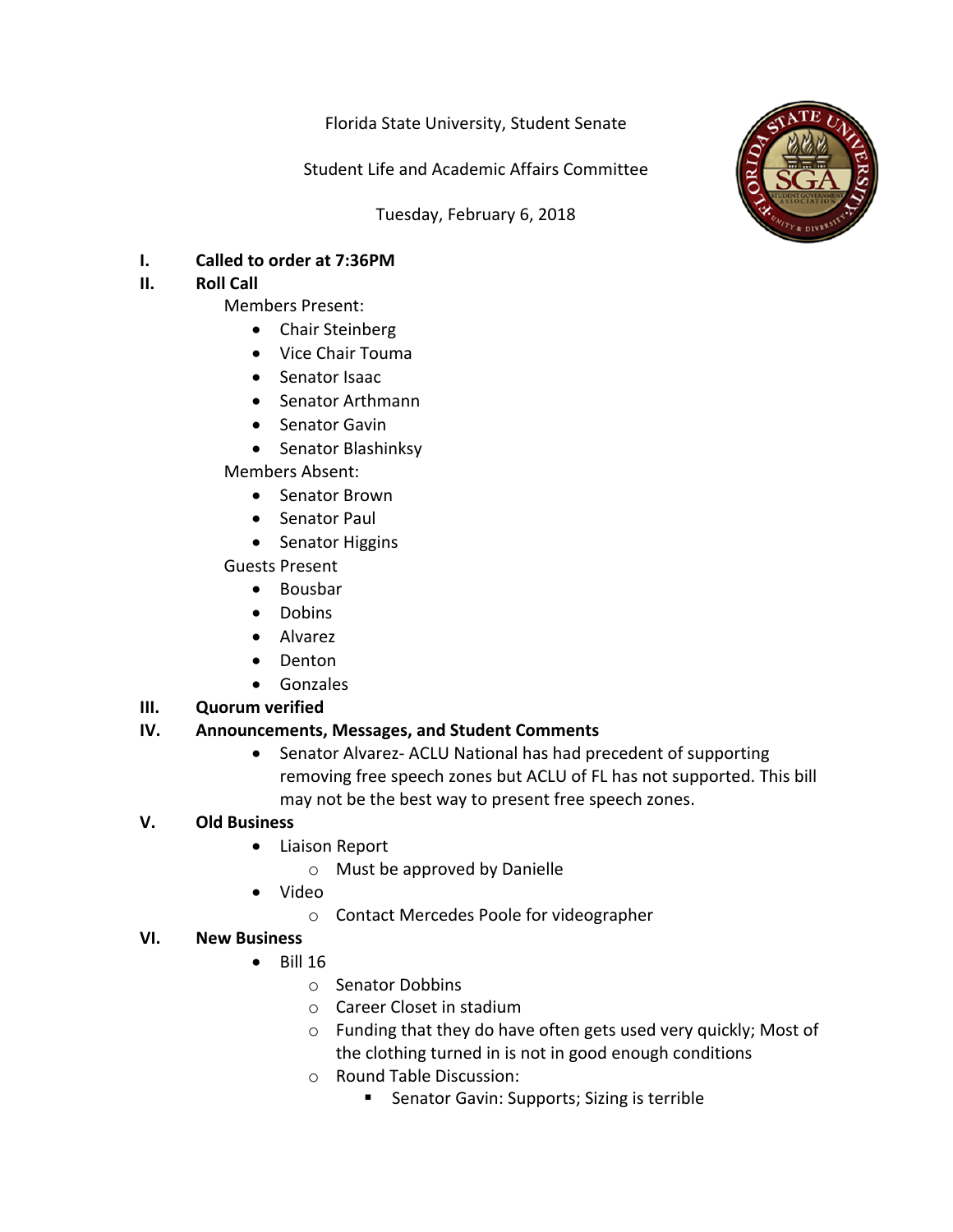Florida State University, Student Senate

Student Life and Academic Affairs Committee

Tuesday, February 6, 2018

I. **Called to order at 7:36PM**

II. **Roll Call**

Members Present:

- Chair Steinberg
- Vice Chair Touma
- Senator Isaac
- Senator Arthmann
- Senator Gavin
- Senator Blashinksy

Members Absent:

- Senator Brown
- Senator Paul
- Senator Higgins

Guests Present

- Bousbar
- Dobins
- Alvarez
- Denton
- Gonzales

III. **Quorum verified**

IV. **Announcements, Messages, and Student Comments**

- Senator Alvarez- ACLU National has had precedent of supporting removing free speech zones but ACLU of FL has not supported. This bill may not be the best way to present free speech zones.

V. **Old Business**

- Liaison Report
  - Must be approved by Danielle
- Video
  - Contact Mercedes Poole for videographer

VI. **New Business**

- Bill 16
  - Senator Dobbins
  - Career Closet in stadium
  - Funding that they do have often gets used very quickly; Most of the clothing turned in is not in good enough conditions
  - Round Table Discussion:
    - Senator Gavin: Supports; Sizing is terrible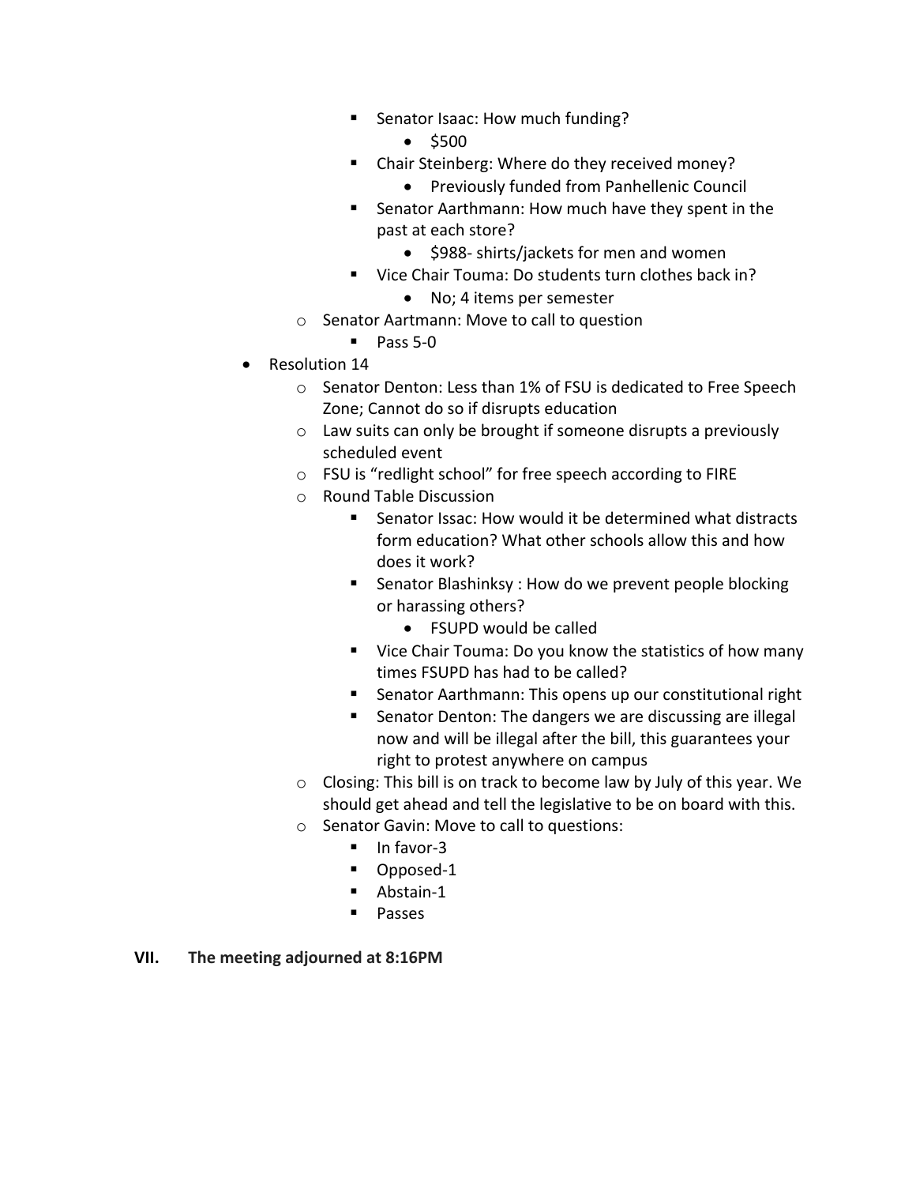- Senator Isaac: How much funding?
          - $500
        - Chair Steinberg: Where do they received money?
          - Previously funded from Panhellenic Council
        - Senator Aarthmann: How much have they spent in the past at each store?
          - $988- shirts/jackets for men and women
        - Vice Chair Touma: Do students turn clothes back in?
          - No; 4 items per semester
    - Senator Aartmann: Move to call to question
        - Pass 5-0
- Resolution 14
    - Senator Denton: Less than 1% of FSU is dedicated to Free Speech Zone; Cannot do so if disrupts education
    - Law suits can only be brought if someone disrupts a previously scheduled event
    - FSU is "redlight school" for free speech according to FIRE
    - Round Table Discussion
        - Senator Issac: How would it be determined what distracts form education? What other schools allow this and how does it work?
        - Senator Blashinksy : How do we prevent people blocking or harassing others?
          - FSUPD would be called
        - Vice Chair Touma: Do you know the statistics of how many times FSUPD has had to be called?
        - Senator Aarthmann: This opens up our constitutional right
        - Senator Denton: The dangers we are discussing are illegal now and will be illegal after the bill, this guarantees your right to protest anywhere on campus
    - Closing: This bill is on track to become law by July of this year. We should get ahead and tell the legislative to be on board with this.
    - Senator Gavin: Move to call to questions:
        - In favor-3
        - Opposed-1
        - Abstain-1
        - Passes

**VII. The meeting adjourned at 8:16PM**